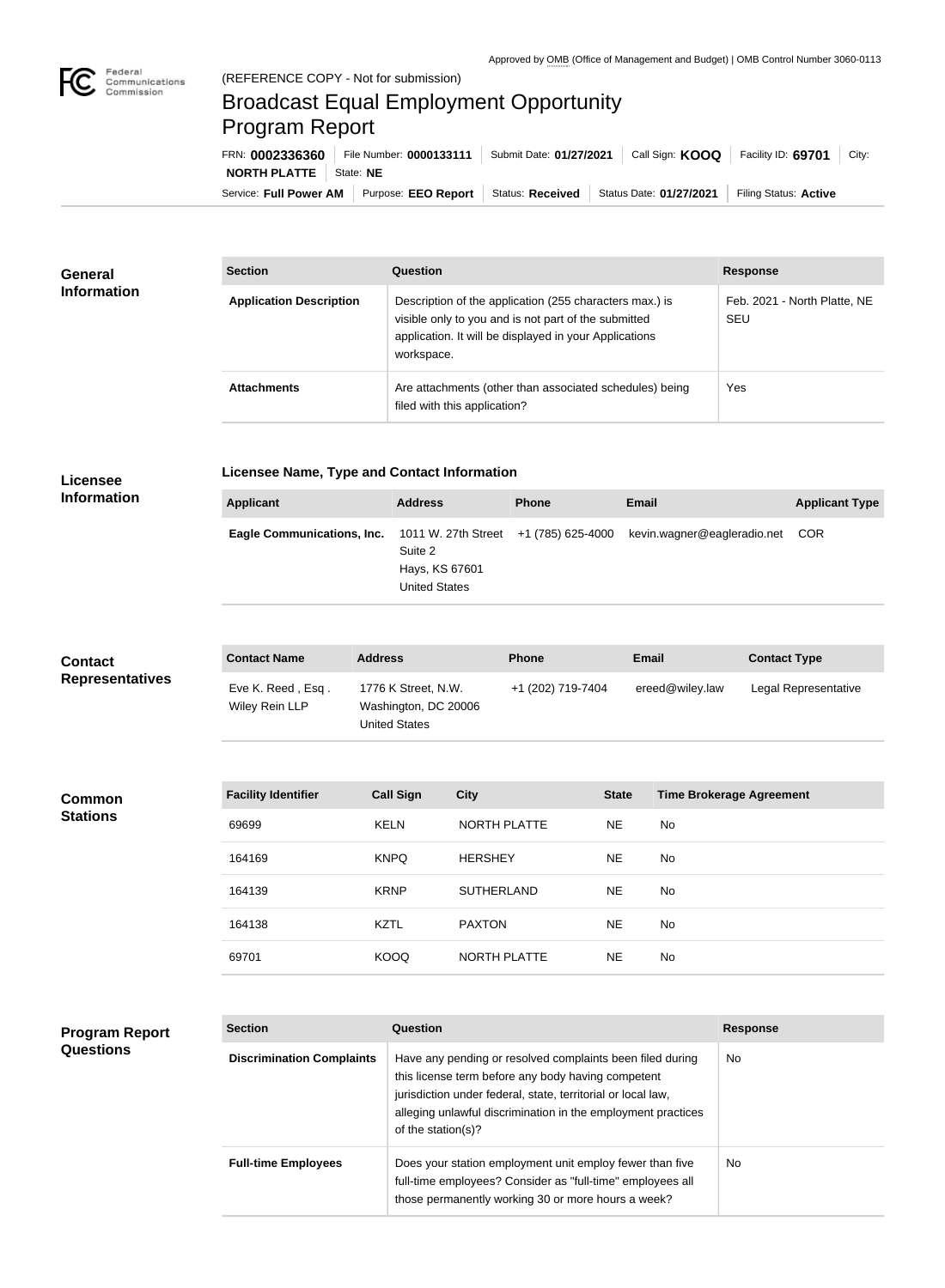Approved by OMB (Office of Management and Budget) | OMB Control Number 3060-0113

(REFERENCE COPY - Not for submission)

# Broadcast Equal Employment Opportunity Program Report

FRN: **0002336360** | File Number: **0000133111** | Submit Date: **01/27/2021** | Call Sign: **KOOQ** | Facility ID: **69701** | City: **NORTH PLATTE** | State: **NE**

Service: **Full Power AM** | Purpose: **EEO Report** | Status: **Received** | Status Date: **01/27/2021** | Filing Status: **Active**

## General Information

| Section | Question | Response |
| --- | --- | --- |
| **Application Description** | Description of the application (255 characters max.) is visible only to you and is not part of the submitted application. It will be displayed in your Applications workspace. | Feb. 2021 - North Platte, NE SEU |
| **Attachments** | Are attachments (other than associated schedules) being filed with this application? | Yes |

## Licensee Information

### Licensee Name, Type and Contact Information

| Applicant | Address | Phone | Email | Applicant Type |
| --- | --- | --- | --- | --- |
| **Eagle Communications, Inc.** | 1011 W. 27th Street Suite 2 Hays, KS 67601 United States | +1 (785) 625-4000 | kevin.wagner@eagleradio.net | COR |

## Contact Representatives

| Contact Name | Address | Phone | Email | Contact Type |
| --- | --- | --- | --- | --- |
| Eve K. Reed , Esq . Wiley Rein LLP | 1776 K Street, N.W. Washington, DC 20006 United States | +1 (202) 719-7404 | ereed@wiley.law | Legal Representative |

## Common Stations

| Facility Identifier | Call Sign | City | State | Time Brokerage Agreement |
| --- | --- | --- | --- | --- |
| 69699 | KELN | NORTH PLATTE | NE | No |
| 164169 | KNPQ | HERSHEY | NE | No |
| 164139 | KRNP | SUTHERLAND | NE | No |
| 164138 | KZTL | PAXTON | NE | No |
| 69701 | KOOQ | NORTH PLATTE | NE | No |

## Program Report Questions

| Section | Question | Response |
| --- | --- | --- |
| **Discrimination Complaints** | Have any pending or resolved complaints been filed during this license term before any body having competent jurisdiction under federal, state, territorial or local law, alleging unlawful discrimination in the employment practices of the station(s)? | No |
| **Full-time Employees** | Does your station employment unit employ fewer than five full-time employees? Consider as "full-time" employees all those permanently working 30 or more hours a week? | No |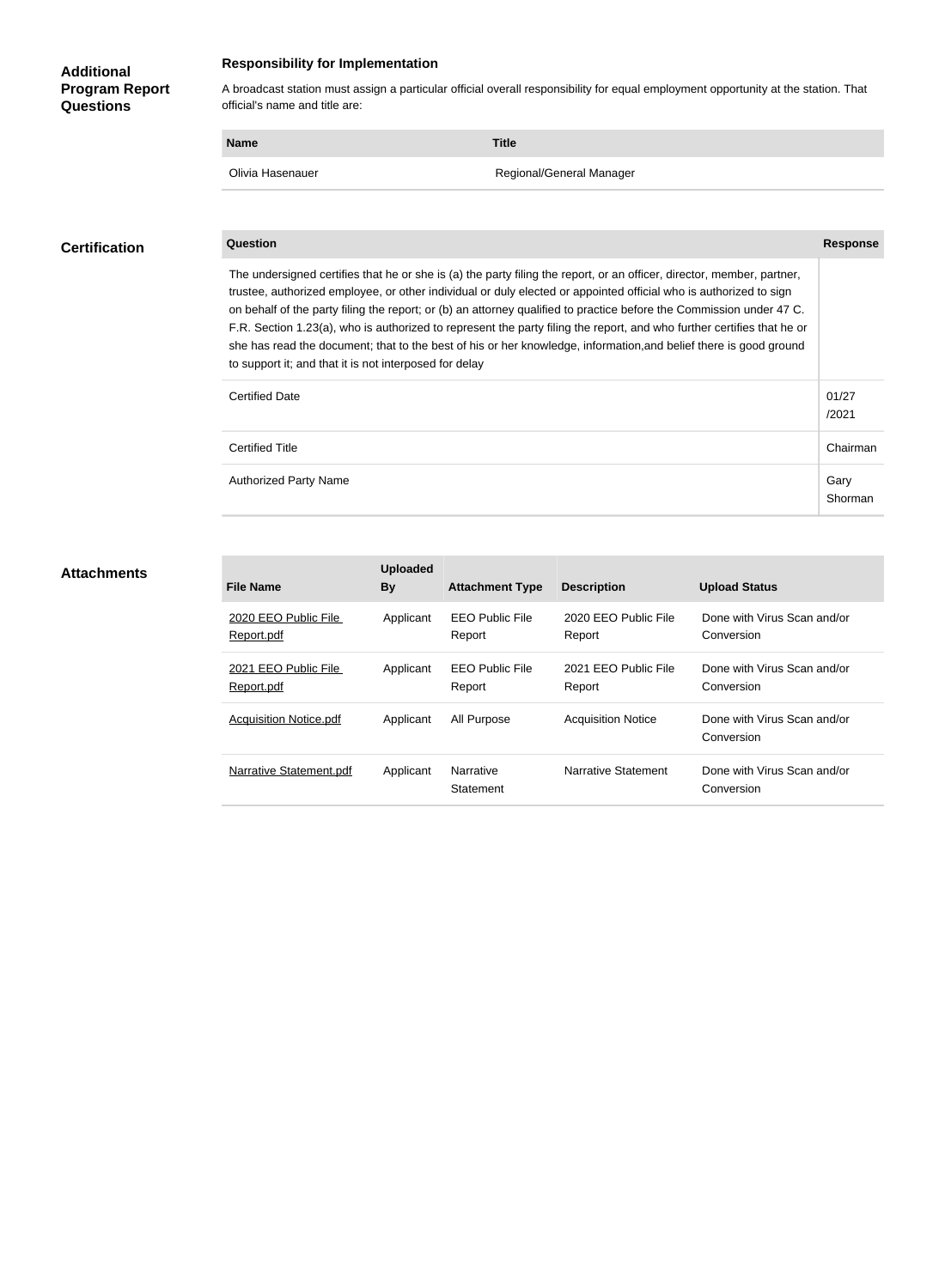## Additional Program Report Questions

### Responsibility for Implementation

A broadcast station must assign a particular official overall responsibility for equal employment opportunity at the station. That official's name and title are:

| Name | Title |
| --- | --- |
| Olivia Hasenauer | Regional/General Manager |

## Certification

| Question | Response |
| --- | --- |
| The undersigned certifies that he or she is (a) the party filing the report, or an officer, director, member, partner, trustee, authorized employee, or other individual or duly elected or appointed official who is authorized to sign on behalf of the party filing the report; or (b) an attorney qualified to practice before the Commission under 47 C.F.R. Section 1.23(a), who is authorized to represent the party filing the report, and who further certifies that he or she has read the document; that to the best of his or her knowledge, information,and belief there is good ground to support it; and that it is not interposed for delay | |
| Certified Date | 01/27/2021 |
| Certified Title | Chairman |
| Authorized Party Name | Gary Shorman |

## Attachments

| File Name | Uploaded By | Attachment Type | Description | Upload Status |
| --- | --- | --- | --- | --- |
| 2020 EEO Public File Report.pdf | Applicant | EEO Public File Report | 2020 EEO Public File Report | Done with Virus Scan and/or Conversion |
| 2021 EEO Public File Report.pdf | Applicant | EEO Public File Report | 2021 EEO Public File Report | Done with Virus Scan and/or Conversion |
| Acquisition Notice.pdf | Applicant | All Purpose | Acquisition Notice | Done with Virus Scan and/or Conversion |
| Narrative Statement.pdf | Applicant | Narrative Statement | Narrative Statement | Done with Virus Scan and/or Conversion |